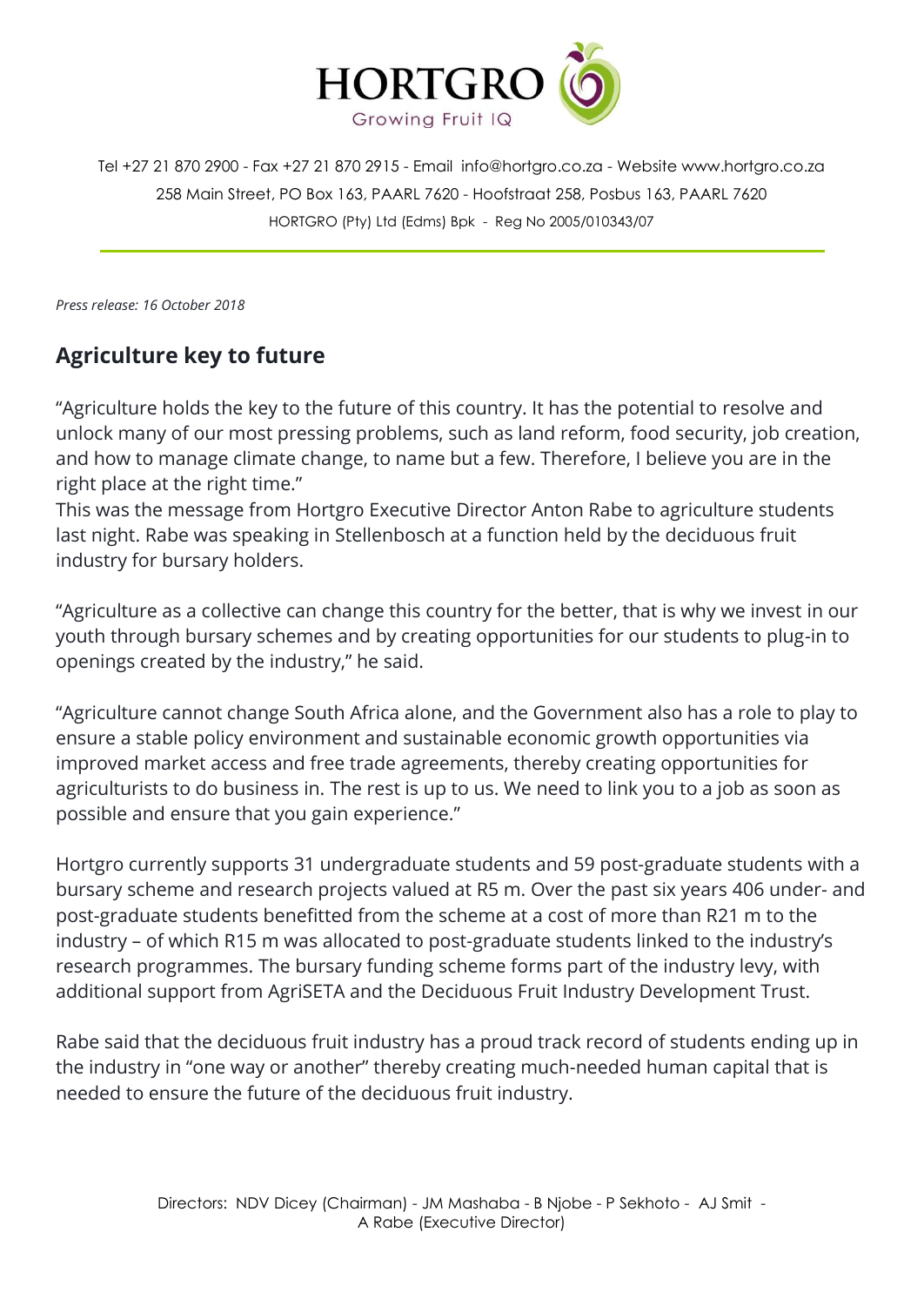# HORTGRO

Growing Fruit IQ

Tel +27 21 870 2900 - Fax +27 21 870 2915 - Email info@hortgro.co.za - Website www.hortgro.co.za
258 Main Street, PO Box 163, PAARL 7620 - Hoofstraat 258, Posbus 163, PAARL 7620
HORTGRO (Pty) Ltd (Edms) Bpk - Reg No 2005/010343/07

*Press release: 16 October 2018*

## Agriculture key to future

"Agriculture holds the key to the future of this country. It has the potential to resolve and unlock many of our most pressing problems, such as land reform, food security, job creation, and how to manage climate change, to name but a few. Therefore, I believe you are in the right place at the right time."
This was the message from Hortgro Executive Director Anton Rabe to agriculture students last night. Rabe was speaking in Stellenbosch at a function held by the deciduous fruit industry for bursary holders.

"Agriculture as a collective can change this country for the better, that is why we invest in our youth through bursary schemes and by creating opportunities for our students to plug-in to openings created by the industry," he said.

"Agriculture cannot change South Africa alone, and the Government also has a role to play to ensure a stable policy environment and sustainable economic growth opportunities via improved market access and free trade agreements, thereby creating opportunities for agriculturists to do business in. The rest is up to us. We need to link you to a job as soon as possible and ensure that you gain experience."

Hortgro currently supports 31 undergraduate students and 59 post-graduate students with a bursary scheme and research projects valued at R5 m. Over the past six years 406 under- and post-graduate students benefitted from the scheme at a cost of more than R21 m to the industry – of which R15 m was allocated to post-graduate students linked to the industry's research programmes. The bursary funding scheme forms part of the industry levy, with additional support from AgriSETA and the Deciduous Fruit Industry Development Trust.

Rabe said that the deciduous fruit industry has a proud track record of students ending up in the industry in "one way or another" thereby creating much-needed human capital that is needed to ensure the future of the deciduous fruit industry.

Directors: NDV Dicey (Chairman) - JM Mashaba - B Njobe - P Sekhoto - AJ Smit - A Rabe (Executive Director)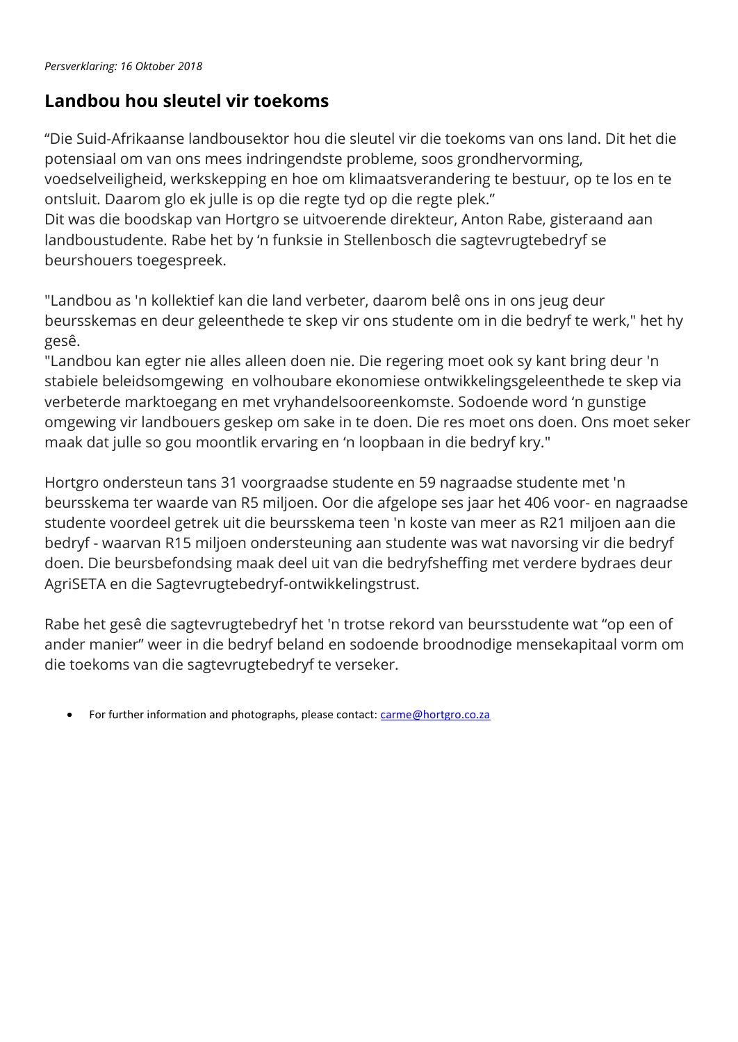*Persverklaring: 16 Oktober 2018*

## Landbou hou sleutel vir toekoms

"Die Suid-Afrikaanse landbousektor hou die sleutel vir die toekoms van ons land. Dit het die potensiaal om van ons mees indringendste probleme, soos grondhervorming, voedselveiligheid, werkskepping en hoe om klimaatsverandering te bestuur, op te los en te ontsluit. Daarom glo ek julle is op die regte tyd op die regte plek."
Dit was die boodskap van Hortgro se uitvoerende direkteur, Anton Rabe, gisteraand aan landboustudente. Rabe het by 'n funksie in Stellenbosch die sagtevrugtebedryf se beurshouers toegespreek.

"Landbou as 'n kollektief kan die land verbeter, daarom belê ons in ons jeug deur beursskemas en deur geleenthede te skep vir ons studente om in die bedryf te werk," het hy gesê.
"Landbou kan egter nie alles alleen doen nie. Die regering moet ook sy kant bring deur 'n stabiele beleidsomgewing en volhoubare ekonomiese ontwikkelingsgeleenthede te skep via verbeterde marktoegang en met vryhandelsooreenkomste. Sodoende word 'n gunstige omgewing vir landbouers geskep om sake in te doen. Die res moet ons doen. Ons moet seker maak dat julle so gou moontlik ervaring en 'n loopbaan in die bedryf kry."

Hortgro ondersteun tans 31 voorgraadse studente en 59 nagraadse studente met 'n beursskema ter waarde van R5 miljoen. Oor die afgelope ses jaar het 406 voor- en nagraadse studente voordeel getrek uit die beursskema teen 'n koste van meer as R21 miljoen aan die bedryf - waarvan R15 miljoen ondersteuning aan studente was wat navorsing vir die bedryf doen. Die beursbefondsing maak deel uit van die bedryfsheffing met verdere bydraes deur AgriSETA en die Sagtevrugtebedryf-ontwikkelingstrust.

Rabe het gesê die sagtevrugtebedryf het 'n trotse rekord van beursstudente wat "op een of ander manier" weer in die bedryf beland en sodoende broodnodige mensekapitaal vorm om die toekoms van die sagtevrugtebedryf te verseker.

- For further information and photographs, please contact: carme@hortgro.co.za